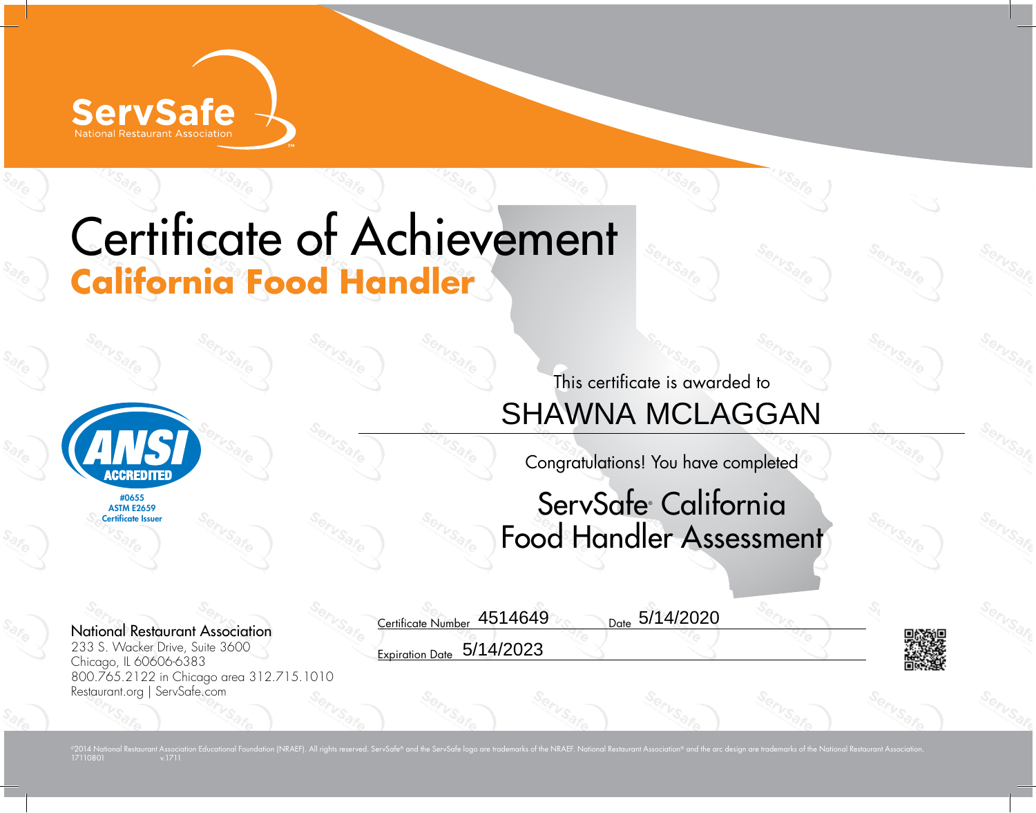ServSafe
National Restaurant Association

# Certificate of Achievement

## California Food Handler

ANSI ACCREDITED
#0655
ASTM E2659
Certificate Issuer

This certificate is awarded to

SHAWNA MCLAGGAN

Congratulations! You have completed

ServSafe® California Food Handler Assessment

Certificate Number 4514649 Date 5/14/2020

Expiration Date 5/14/2023

National Restaurant Association
233 S. Wacker Drive, Suite 3600
Chicago, IL 60606-6383
800.765.2122 in Chicago area 312.715.1010
Restaurant.org | ServSafe.com

©2014 National Restaurant Association Educational Foundation (NRAEF). All rights reserved. ServSafe® and the ServSafe logo are trademarks of the NRAEF. National Restaurant Association® and the arc design are trademarks of the National Restaurant Association.
17110801 v.1711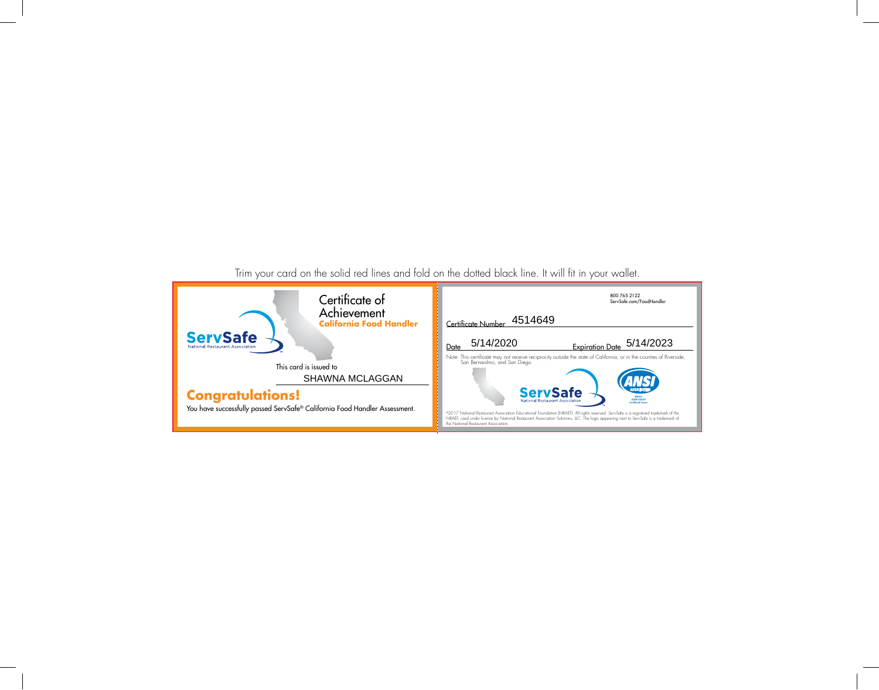Trim your card on the solid red lines and fold on the dotted black line. It will fit in your wallet.

ServSafe
National Restaurant Association

Certificate of Achievement
**California Food Handler**

This card is issued to
SHAWNA MCLAGGAN

**Congratulations!**

You have successfully passed ServSafe® California Food Handler Assessment.

800.765.2122
ServSafe.com/FoodHandler

Certificate Number 4514649

Date 5/14/2020 Expiration Date 5/14/2023

Note: This certificate may not receive reciprocity outside the state of California, or in the counties of Riverside, San Bernardino, and San Diego.

ServSafe
National Restaurant Association

ANSI ACCREDITED
#0655
ASTM E2659
Certificate Issuer

©2017 National Restaurant Association Educational Foundation (NRAEF). All rights reserved. ServSafe is a registered trademark of the NRAEF, used under license by National Restaurant Association Solutions, LLC. The logo appearing next to ServSafe is a trademark of the National Restaurant Association.